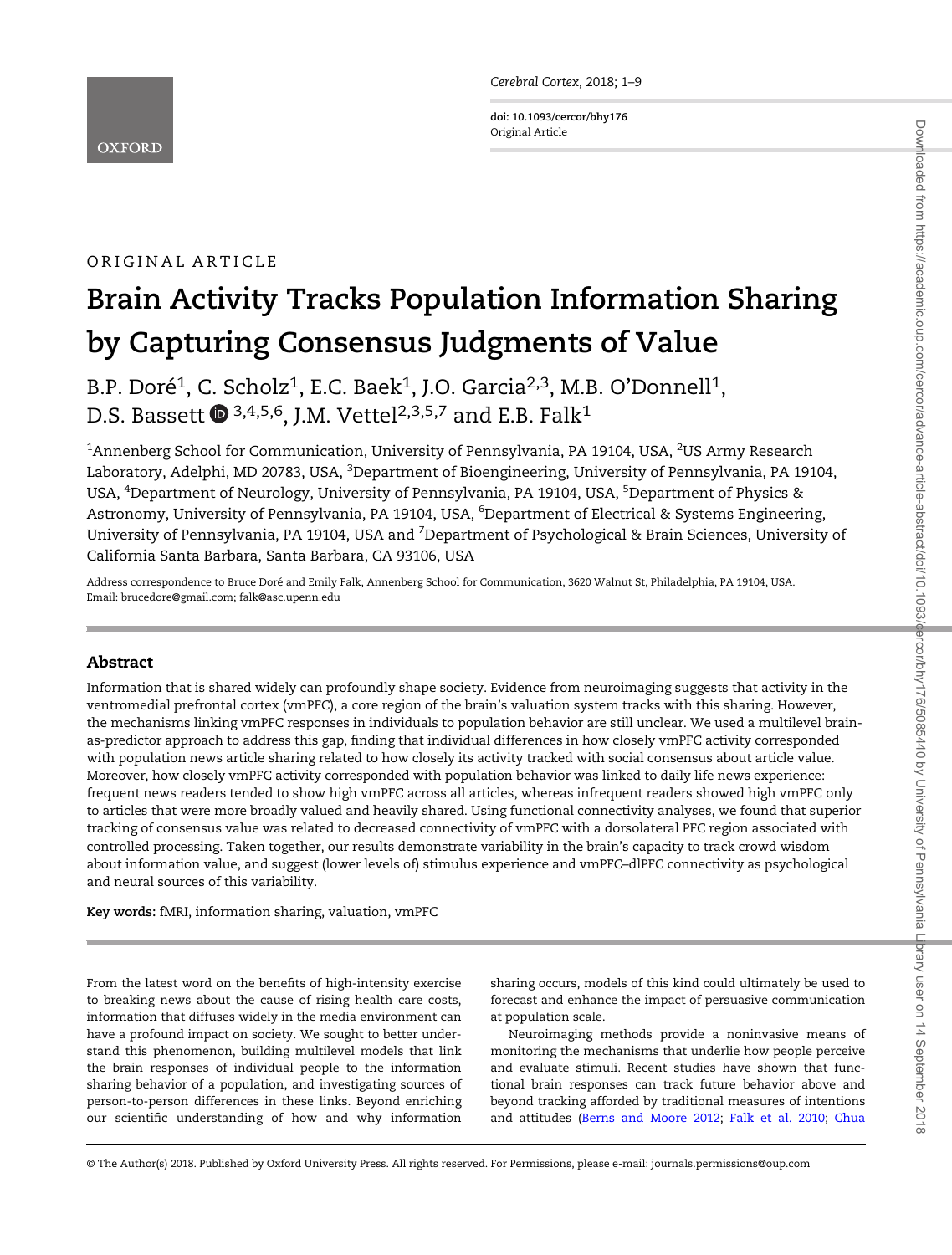*Cerebral Cortex*, 2018; 1–9

**doi: 10.1093/cercor/bhy176**
Original Article

ORIGINAL ARTICLE

# Brain Activity Tracks Population Information Sharing by Capturing Consensus Judgments of Value

B.P. Doré[1], C. Scholz[1], E.C. Baek[1], J.O. Garcia[2,3], M.B. O'Donnell[1], D.S. Bassett[3,4,5,6], J.M. Vettel[2,3,5,7] and E.B. Falk[1]

[1]Annenberg School for Communication, University of Pennsylvania, PA 19104, USA, [2]US Army Research Laboratory, Adelphi, MD 20783, USA, [3]Department of Bioengineering, University of Pennsylvania, PA 19104, USA, [4]Department of Neurology, University of Pennsylvania, PA 19104, USA, [5]Department of Physics & Astronomy, University of Pennsylvania, PA 19104, USA, [6]Department of Electrical & Systems Engineering, University of Pennsylvania, PA 19104, USA and [7]Department of Psychological & Brain Sciences, University of California Santa Barbara, Santa Barbara, CA 93106, USA

Address correspondence to Bruce Doré and Emily Falk, Annenberg School for Communication, 3620 Walnut St, Philadelphia, PA 19104, USA. Email: brucedore@gmail.com; falk@asc.upenn.edu

## Abstract

Information that is shared widely can profoundly shape society. Evidence from neuroimaging suggests that activity in the ventromedial prefrontal cortex (vmPFC), a core region of the brain's valuation system tracks with this sharing. However, the mechanisms linking vmPFC responses in individuals to population behavior are still unclear. We used a multilevel brain-as-predictor approach to address this gap, finding that individual differences in how closely vmPFC activity corresponded with population news article sharing related to how closely its activity tracked with social consensus about article value. Moreover, how closely vmPFC activity corresponded with population behavior was linked to daily life news experience: frequent news readers tended to show high vmPFC across all articles, whereas infrequent readers showed high vmPFC only to articles that were more broadly valued and heavily shared. Using functional connectivity analyses, we found that superior tracking of consensus value was related to decreased connectivity of vmPFC with a dorsolateral PFC region associated with controlled processing. Taken together, our results demonstrate variability in the brain's capacity to track crowd wisdom about information value, and suggest (lower levels of) stimulus experience and vmPFC–dlPFC connectivity as psychological and neural sources of this variability.

**Key words:** fMRI, information sharing, valuation, vmPFC

From the latest word on the benefits of high-intensity exercise to breaking news about the cause of rising health care costs, information that diffuses widely in the media environment can have a profound impact on society. We sought to better understand this phenomenon, building multilevel models that link the brain responses of individual people to the information sharing behavior of a population, and investigating sources of person-to-person differences in these links. Beyond enriching our scientific understanding of how and why information sharing occurs, models of this kind could ultimately be used to forecast and enhance the impact of persuasive communication at population scale.

Neuroimaging methods provide a noninvasive means of monitoring the mechanisms that underlie how people perceive and evaluate stimuli. Recent studies have shown that functional brain responses can track future behavior above and beyond tracking afforded by traditional measures of intentions and attitudes (Berns and Moore 2012; Falk et al. 2010; Chua

© The Author(s) 2018. Published by Oxford University Press. All rights reserved. For Permissions, please e-mail: journals.permissions@oup.com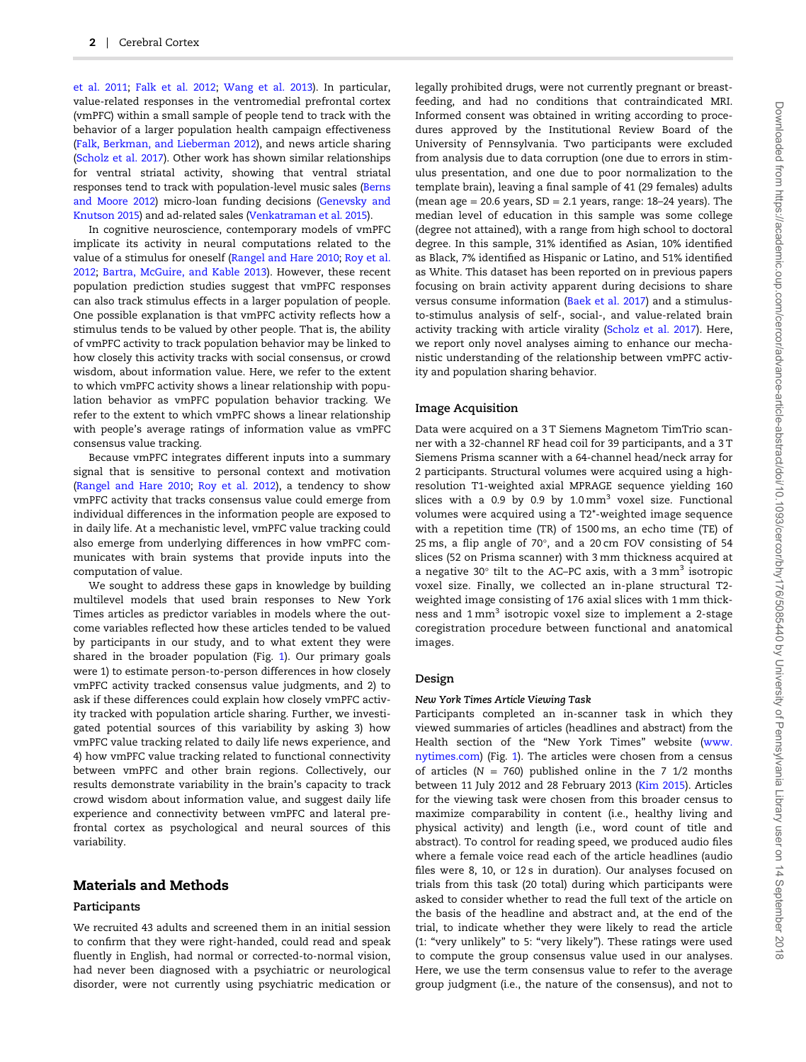et al. 2011; Falk et al. 2012; Wang et al. 2013). In particular, value-related responses in the ventromedial prefrontal cortex (vmPFC) within a small sample of people tend to track with the behavior of a larger population health campaign effectiveness (Falk, Berkman, and Lieberman 2012), and news article sharing (Scholz et al. 2017). Other work has shown similar relationships for ventral striatal activity, showing that ventral striatal responses tend to track with population-level music sales (Berns and Moore 2012) micro-loan funding decisions (Genevsky and Knutson 2015) and ad-related sales (Venkatraman et al. 2015).

In cognitive neuroscience, contemporary models of vmPFC implicate its activity in neural computations related to the value of a stimulus for oneself (Rangel and Hare 2010; Roy et al. 2012; Bartra, McGuire, and Kable 2013). However, these recent population prediction studies suggest that vmPFC responses can also track stimulus effects in a larger population of people. One possible explanation is that vmPFC activity reflects how a stimulus tends to be valued by other people. That is, the ability of vmPFC activity to track population behavior may be linked to how closely this activity tracks with social consensus, or crowd wisdom, about information value. Here, we refer to the extent to which vmPFC activity shows a linear relationship with population behavior as vmPFC population behavior tracking. We refer to the extent to which vmPFC shows a linear relationship with people's average ratings of information value as vmPFC consensus value tracking.

Because vmPFC integrates different inputs into a summary signal that is sensitive to personal context and motivation (Rangel and Hare 2010; Roy et al. 2012), a tendency to show vmPFC activity that tracks consensus value could emerge from individual differences in the information people are exposed to in daily life. At a mechanistic level, vmPFC value tracking could also emerge from underlying differences in how vmPFC communicates with brain systems that provide inputs into the computation of value.

We sought to address these gaps in knowledge by building multilevel models that used brain responses to New York Times articles as predictor variables in models where the outcome variables reflected how these articles tended to be valued by participants in our study, and to what extent they were shared in the broader population (Fig. 1). Our primary goals were 1) to estimate person-to-person differences in how closely vmPFC activity tracked consensus value judgments, and 2) to ask if these differences could explain how closely vmPFC activity tracked with population article sharing. Further, we investigated potential sources of this variability by asking 3) how vmPFC value tracking related to daily life news experience, and 4) how vmPFC value tracking related to functional connectivity between vmPFC and other brain regions. Collectively, our results demonstrate variability in the brain's capacity to track crowd wisdom about information value, and suggest daily life experience and connectivity between vmPFC and lateral prefrontal cortex as psychological and neural sources of this variability.

## Materials and Methods

### Participants

We recruited 43 adults and screened them in an initial session to confirm that they were right-handed, could read and speak fluently in English, had normal or corrected-to-normal vision, had never been diagnosed with a psychiatric or neurological disorder, were not currently using psychiatric medication or legally prohibited drugs, were not currently pregnant or breast-feeding, and had no conditions that contraindicated MRI. Informed consent was obtained in writing according to procedures approved by the Institutional Review Board of the University of Pennsylvania. Two participants were excluded from analysis due to data corruption (one due to errors in stimulus presentation, and one due to poor normalization to the template brain), leaving a final sample of 41 (29 females) adults (mean age = 20.6 years, SD = 2.1 years, range: 18–24 years). The median level of education in this sample was some college (degree not attained), with a range from high school to doctoral degree. In this sample, 31% identified as Asian, 10% identified as Black, 7% identified as Hispanic or Latino, and 51% identified as White. This dataset has been reported on in previous papers focusing on brain activity apparent during decisions to share versus consume information (Baek et al. 2017) and a stimulus-to-stimulus analysis of self-, social-, and value-related brain activity tracking with article virality (Scholz et al. 2017). Here, we report only novel analyses aiming to enhance our mechanistic understanding of the relationship between vmPFC activity and population sharing behavior.

### Image Acquisition

Data were acquired on a 3 T Siemens Magnetom TimTrio scanner with a 32-channel RF head coil for 39 participants, and a 3 T Siemens Prisma scanner with a 64-channel head/neck array for 2 participants. Structural volumes were acquired using a high-resolution T1-weighted axial MPRAGE sequence yielding 160 slices with a 0.9 by 0.9 by 1.0 mm$^3$ voxel size. Functional volumes were acquired using a T2*-weighted image sequence with a repetition time (TR) of 1500 ms, an echo time (TE) of 25 ms, a flip angle of 70°, and a 20 cm FOV consisting of 54 slices (52 on Prisma scanner) with 3 mm thickness acquired at a negative 30° tilt to the AC–PC axis, with a 3 mm$^3$ isotropic voxel size. Finally, we collected an in-plane structural T2-weighted image consisting of 176 axial slices with 1 mm thickness and 1 mm$^3$ isotropic voxel size to implement a 2-stage coregistration procedure between functional and anatomical images.

### Design

#### *New York Times Article Viewing Task*

Participants completed an in-scanner task in which they viewed summaries of articles (headlines and abstract) from the Health section of the "New York Times" website (www.nytimes.com) (Fig. 1). The articles were chosen from a census of articles (N = 760) published online in the 7 1/2 months between 11 July 2012 and 28 February 2013 (Kim 2015). Articles for the viewing task were chosen from this broader census to maximize comparability in content (i.e., healthy living and physical activity) and length (i.e., word count of title and abstract). To control for reading speed, we produced audio files where a female voice read each of the article headlines (audio files were 8, 10, or 12 s in duration). Our analyses focused on trials from this task (20 total) during which participants were asked to consider whether to read the full text of the article on the basis of the headline and abstract and, at the end of the trial, to indicate whether they were likely to read the article (1: "very unlikely" to 5: "very likely"). These ratings were used to compute the group consensus value used in our analyses. Here, we use the term consensus value to refer to the average group judgment (i.e., the nature of the consensus), and not to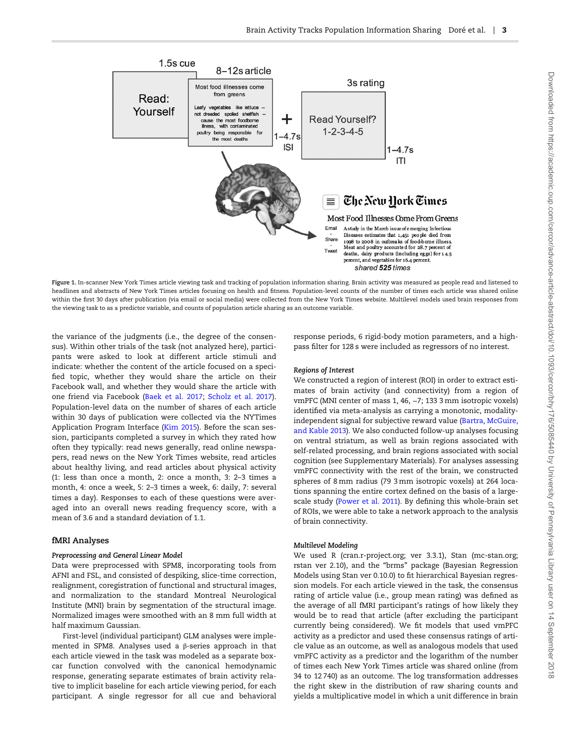Figure 1. In-scanner New York Times article viewing task and tracking of population information sharing. Brain activity was measured as people read and listened to headlines and abstracts of New York Times articles focusing on health and fitness. Population-level counts of the number of times each article was shared online within the first 30 days after publication (via email or social media) were collected from the New York Times website. Multilevel models used brain responses from the viewing task to as a predictor variable, and counts of population article sharing as an outcome variable.

the variance of the judgments (i.e., the degree of the consensus). Within other trials of the task (not analyzed here), participants were asked to look at different article stimuli and indicate: whether the content of the article focused on a specified topic, whether they would share the article on their Facebook wall, and whether they would share the article with one friend via Facebook (Baek et al. 2017; Scholz et al. 2017). Population-level data on the number of shares of each article within 30 days of publication were collected via the NYTimes Application Program Interface (Kim 2015). Before the scan session, participants completed a survey in which they rated how often they typically: read news generally, read online newspapers, read news on the New York Times website, read articles about healthy living, and read articles about physical activity (1: less than once a month, 2: once a month, 3: 2–3 times a month, 4: once a week, 5: 2–3 times a week, 6: daily, 7: several times a day). Responses to each of these questions were averaged into an overall news reading frequency score, with a mean of 3.6 and a standard deviation of 1.1.

## fMRI Analyses

### *Preprocessing and General Linear Model*

Data were preprocessed with SPM8, incorporating tools from AFNI and FSL, and consisted of despiking, slice-time correction, realignment, coregistration of functional and structural images, and normalization to the standard Montreal Neurological Institute (MNI) brain by segmentation of the structural image. Normalized images were smoothed with an 8 mm full width at half maximum Gaussian.

First-level (individual participant) GLM analyses were implemented in SPM8. Analyses used a β-series approach in that each article viewed in the task was modeled as a separate boxcar function convolved with the canonical hemodynamic response, generating separate estimates of brain activity relative to implicit baseline for each article viewing period, for each participant. A single regressor for all cue and behavioral response periods, 6 rigid-body motion parameters, and a high-pass filter for 128 s were included as regressors of no interest.

### *Regions of Interest*

We constructed a region of interest (ROI) in order to extract estimates of brain activity (and connectivity) from a region of vmPFC (MNI center of mass 1, 46, −7; 133 3 mm isotropic voxels) identified via meta-analysis as carrying a monotonic, modality-independent signal for subjective reward value (Bartra, McGuire, and Kable 2013). We also conducted follow-up analyses focusing on ventral striatum, as well as brain regions associated with self-related processing, and brain regions associated with social cognition (see Supplementary Materials). For analyses assessing vmPFC connectivity with the rest of the brain, we constructed spheres of 8 mm radius (79 3 mm isotropic voxels) at 264 locations spanning the entire cortex defined on the basis of a large-scale study (Power et al. 2011). By defining this whole-brain set of ROIs, we were able to take a network approach to the analysis of brain connectivity.

### *Multilevel Modeling*

We used R (cran.r-project.org; ver 3.3.1), Stan (mc-stan.org; rstan ver 2.10), and the "brms" package (Bayesian Regression Models using Stan ver 0.10.0) to fit hierarchical Bayesian regression models. For each article viewed in the task, the consensus rating of article value (i.e., group mean rating) was defined as the average of all fMRI participant's ratings of how likely they would be to read that article (after excluding the participant currently being considered). We fit models that used vmPFC activity as a predictor and used these consensus ratings of article value as an outcome, as well as analogous models that used vmPFC activity as a predictor and the logarithm of the number of times each New York Times article was shared online (from 34 to 12 740) as an outcome. The log transformation addresses the right skew in the distribution of raw sharing counts and yields a multiplicative model in which a unit difference in brain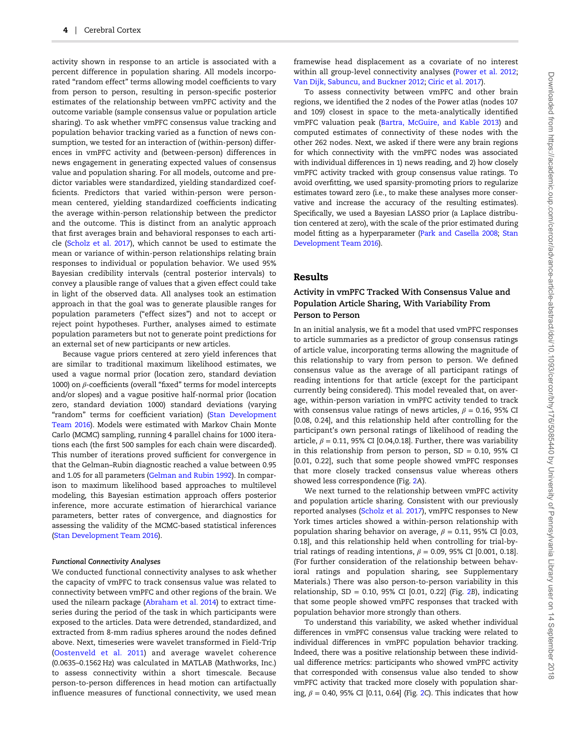activity shown in response to an article is associated with a percent difference in population sharing. All models incorporated "random effect" terms allowing model coefficients to vary from person to person, resulting in person-specific posterior estimates of the relationship between vmPFC activity and the outcome variable (sample consensus value or population article sharing). To ask whether vmPFC consensus value tracking and population behavior tracking varied as a function of news consumption, we tested for an interaction of (within-person) differences in vmPFC activity and (between-person) differences in news engagement in generating expected values of consensus value and population sharing. For all models, outcome and predictor variables were standardized, yielding standardized coefficients. Predictors that varied within-person were person-mean centered, yielding standardized coefficients indicating the average within-person relationship between the predictor and the outcome. This is distinct from an analytic approach that first averages brain and behavioral responses to each article (Scholz et al. 2017), which cannot be used to estimate the mean or variance of within-person relationships relating brain responses to individual or population behavior. We used 95% Bayesian credibility intervals (central posterior intervals) to convey a plausible range of values that a given effect could take in light of the observed data. All analyses took an estimation approach in that the goal was to generate plausible ranges for population parameters ("effect sizes") and not to accept or reject point hypotheses. Further, analyses aimed to estimate population parameters but not to generate point predictions for an external set of new participants or new articles.

Because vague priors centered at zero yield inferences that are similar to traditional maximum likelihood estimates, we used a vague normal prior (location zero, standard deviation 1000) on $\beta$-coefficients (overall "fixed" terms for model intercepts and/or slopes) and a vague positive half-normal prior (location zero, standard deviation 1000) standard deviations (varying "random" terms for coefficient variation) (Stan Development Team 2016). Models were estimated with Markov Chain Monte Carlo (MCMC) sampling, running 4 parallel chains for 1000 iterations each (the first 500 samples for each chain were discarded). This number of iterations proved sufficient for convergence in that the Gelman–Rubin diagnostic reached a value between 0.95 and 1.05 for all parameters (Gelman and Rubin 1992). In comparison to maximum likelihood based approaches to multilevel modeling, this Bayesian estimation approach offers posterior inference, more accurate estimation of hierarchical variance parameters, better rates of convergence, and diagnostics for assessing the validity of the MCMC-based statistical inferences (Stan Development Team 2016).

#### *Functional Connectivity Analyses*

We conducted functional connectivity analyses to ask whether the capacity of vmPFC to track consensus value was related to connectivity between vmPFC and other regions of the brain. We used the nilearn package (Abraham et al. 2014) to extract timeseries during the period of the task in which participants were exposed to the articles. Data were detrended, standardized, and extracted from 8-mm radius spheres around the nodes defined above. Next, timeseries were wavelet transformed in Field-Trip (Oostenveld et al. 2011) and average wavelet coherence (0.0635–0.1562 Hz) was calculated in MATLAB (Mathworks, Inc.) to assess connectivity within a short timescale. Because person-to-person differences in head motion can artifactually influence measures of functional connectivity, we used mean framewise head displacement as a covariate of no interest within all group-level connectivity analyses (Power et al. 2012; Van Dijk, Sabuncu, and Buckner 2012; Ciric et al. 2017).

To assess connectivity between vmPFC and other brain regions, we identified the 2 nodes of the Power atlas (nodes 107 and 109) closest in space to the meta-analytically identified vmPFC valuation peak (Bartra, McGuire, and Kable 2013) and computed estimates of connectivity of these nodes with the other 262 nodes. Next, we asked if there were any brain regions for which connectivity with the vmPFC nodes was associated with individual differences in 1) news reading, and 2) how closely vmPFC activity tracked with group consensus value ratings. To avoid overfitting, we used sparsity-promoting priors to regularize estimates toward zero (i.e., to make these analyses more conservative and increase the accuracy of the resulting estimates). Specifically, we used a Bayesian LASSO prior (a Laplace distribution centered at zero), with the scale of the prior estimated during model fitting as a hyperparameter (Park and Casella 2008; Stan Development Team 2016).

## Results

### Activity in vmPFC Tracked With Consensus Value and Population Article Sharing, With Variability From Person to Person

In an initial analysis, we fit a model that used vmPFC responses to article summaries as a predictor of group consensus ratings of article value, incorporating terms allowing the magnitude of this relationship to vary from person to person. We defined consensus value as the average of all participant ratings of reading intentions for that article (except for the participant currently being considered). This model revealed that, on average, within-person variation in vmPFC activity tended to track with consensus value ratings of news articles, $\beta = 0.16$, 95% CI [0.08, 0.24], and this relationship held after controlling for the participant's own personal ratings of likelihood of reading the article, $\beta = 0.11$, 95% CI [0.04,0.18]. Further, there was variability in this relationship from person to person, SD = 0.10, 95% CI [0.01, 0.22], such that some people showed vmPFC responses that more closely tracked consensus value whereas others showed less correspondence (Fig. 2A).

We next turned to the relationship between vmPFC activity and population article sharing. Consistent with our previously reported analyses (Scholz et al. 2017), vmPFC responses to New York times articles showed a within-person relationship with population sharing behavior on average, $\beta = 0.11$, 95% CI [0.03, 0.18], and this relationship held when controlling for trial-by-trial ratings of reading intentions, $\beta = 0.09$, 95% CI [0.001, 0.18]. (For further consideration of the relationship between behavioral ratings and population sharing, see Supplementary Materials.) There was also person-to-person variability in this relationship, SD = 0.10, 95% CI [0.01, 0.22] (Fig. 2B), indicating that some people showed vmPFC responses that tracked with population behavior more strongly than others.

To understand this variability, we asked whether individual differences in vmPFC consensus value tracking were related to individual differences in vmPFC population behavior tracking. Indeed, there was a positive relationship between these individual difference metrics: participants who showed vmPFC activity that corresponded with consensus value also tended to show vmPFC activity that tracked more closely with population sharing, $\beta = 0.40$, 95% CI [0.11, 0.64] (Fig. 2C). This indicates that how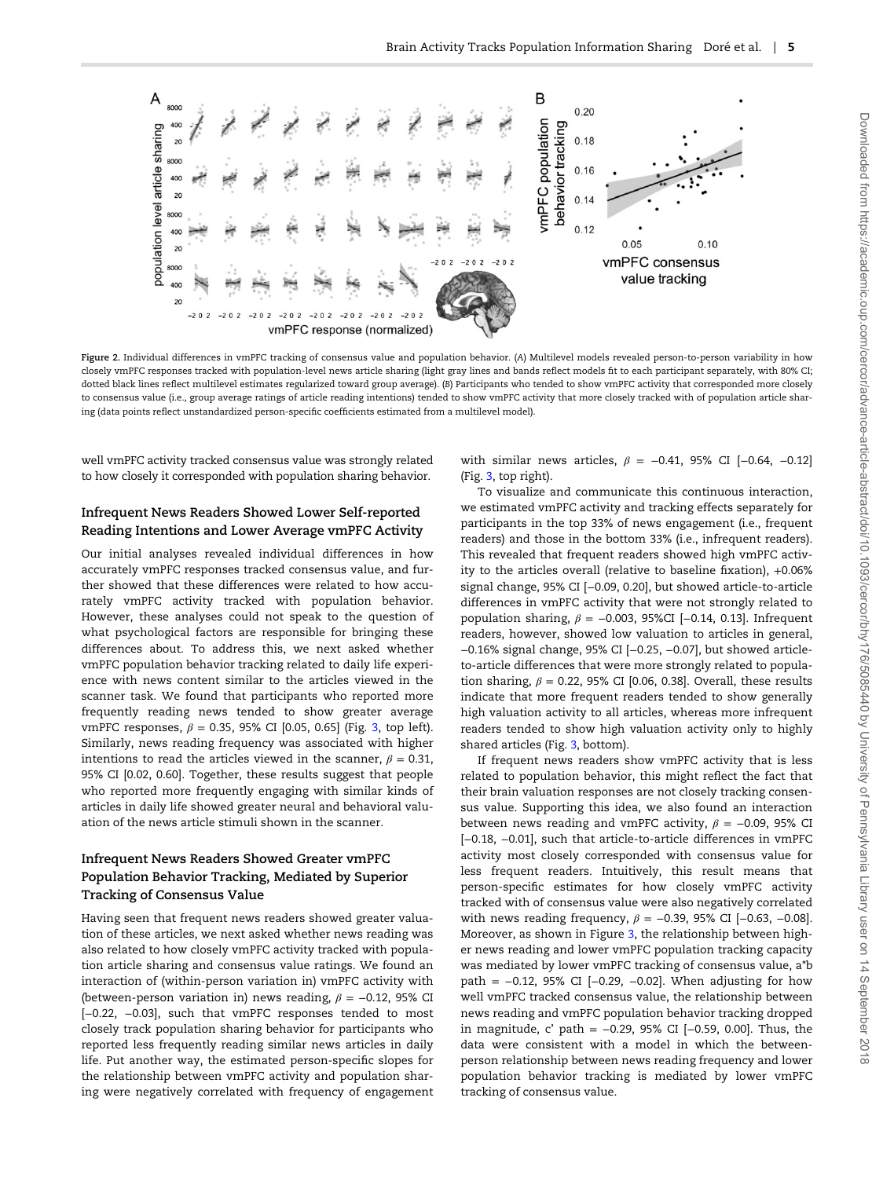A
8000
400
20
8000
400
20
8000
400
20
8000
400
20
population level article sharing
−2 0 2 −2 0 2 −2 0 2 −2 0 2 −2 0 2 −2 0 2 −2 0 2 −2 0 2
−2 0 2 −2 0 2 −2 0 2
vmPFC response (normalized)

B
0.20
0.18
0.16
0.14
0.12
vmPFC population behavior tracking
0.05 0.10
vmPFC consensus value tracking

Figure 2. Individual differences in vmPFC tracking of consensus value and population behavior. (A) Multilevel models revealed person-to-person variability in how closely vmPFC responses tracked with population-level news article sharing (light gray lines and bands reflect models fit to each participant separately, with 80% CI; dotted black lines reflect multilevel estimates regularized toward group average). (B) Participants who tended to show vmPFC activity that corresponded more closely to consensus value (i.e., group average ratings of article reading intentions) tended to show vmPFC activity that more closely tracked with of population article sharing (data points reflect unstandardized person-specific coefficients estimated from a multilevel model).

well vmPFC activity tracked consensus value was strongly related to how closely it corresponded with population sharing behavior.

## Infrequent News Readers Showed Lower Self-reported Reading Intentions and Lower Average vmPFC Activity

Our initial analyses revealed individual differences in how accurately vmPFC responses tracked consensus value, and further showed that these differences were related to how accurately vmPFC activity tracked with population behavior. However, these analyses could not speak to the question of what psychological factors are responsible for bringing these differences about. To address this, we next asked whether vmPFC population behavior tracking related to daily life experience with news content similar to the articles viewed in the scanner task. We found that participants who reported more frequently reading news tended to show greater average vmPFC responses, $\beta$ = 0.35, 95% CI [0.05, 0.65] (Fig. 3, top left). Similarly, news reading frequency was associated with higher intentions to read the articles viewed in the scanner, $\beta$ = 0.31, 95% CI [0.02, 0.60]. Together, these results suggest that people who reported more frequently engaging with similar kinds of articles in daily life showed greater neural and behavioral valuation of the news article stimuli shown in the scanner.

## Infrequent News Readers Showed Greater vmPFC Population Behavior Tracking, Mediated by Superior Tracking of Consensus Value

Having seen that frequent news readers showed greater valuation of these articles, we next asked whether news reading was also related to how closely vmPFC activity tracked with population article sharing and consensus value ratings. We found an interaction of (within-person variation in) vmPFC activity with (between-person variation in) news reading, $\beta$ = −0.12, 95% CI [−0.22, −0.03], such that vmPFC responses tended to most closely track population sharing behavior for participants who reported less frequently reading similar news articles in daily life. Put another way, the estimated person-specific slopes for the relationship between vmPFC activity and population sharing were negatively correlated with frequency of engagement with similar news articles, $\beta$ = −0.41, 95% CI [−0.64, −0.12] (Fig. 3, top right).

To visualize and communicate this continuous interaction, we estimated vmPFC activity and tracking effects separately for participants in the top 33% of news engagement (i.e., frequent readers) and those in the bottom 33% (i.e., infrequent readers). This revealed that frequent readers showed high vmPFC activity to the articles overall (relative to baseline fixation), +0.06% signal change, 95% CI [−0.09, 0.20], but showed article-to-article differences in vmPFC activity that were not strongly related to population sharing, $\beta$ = −0.003, 95%CI [−0.14, 0.13]. Infrequent readers, however, showed low valuation to articles in general, −0.16% signal change, 95% CI [−0.25, −0.07], but showed article-to-article differences that were more strongly related to population sharing, $\beta$ = 0.22, 95% CI [0.06, 0.38]. Overall, these results indicate that more frequent readers tended to show generally high valuation activity to all articles, whereas more infrequent readers tended to show high valuation activity only to highly shared articles (Fig. 3, bottom).

If frequent news readers show vmPFC activity that is less related to population behavior, this might reflect the fact that their brain valuation responses are not closely tracking consensus value. Supporting this idea, we also found an interaction between news reading and vmPFC activity, $\beta$ = −0.09, 95% CI [−0.18, −0.01], such that article-to-article differences in vmPFC activity most closely corresponded with consensus value for less frequent readers. Intuitively, this result means that person-specific estimates for how closely vmPFC activity tracked with of consensus value were also negatively correlated with news reading frequency, $\beta$ = −0.39, 95% CI [−0.63, −0.08]. Moreover, as shown in Figure 3, the relationship between higher news reading and lower vmPFC population tracking capacity was mediated by lower vmPFC tracking of consensus value, a*b path = −0.12, 95% CI [−0.29, −0.02]. When adjusting for how well vmPFC tracked consensus value, the relationship between news reading and vmPFC population behavior tracking dropped in magnitude, c' path = −0.29, 95% CI [−0.59, 0.00]. Thus, the data were consistent with a model in which the between-person relationship between news reading frequency and lower population behavior tracking is mediated by lower vmPFC tracking of consensus value.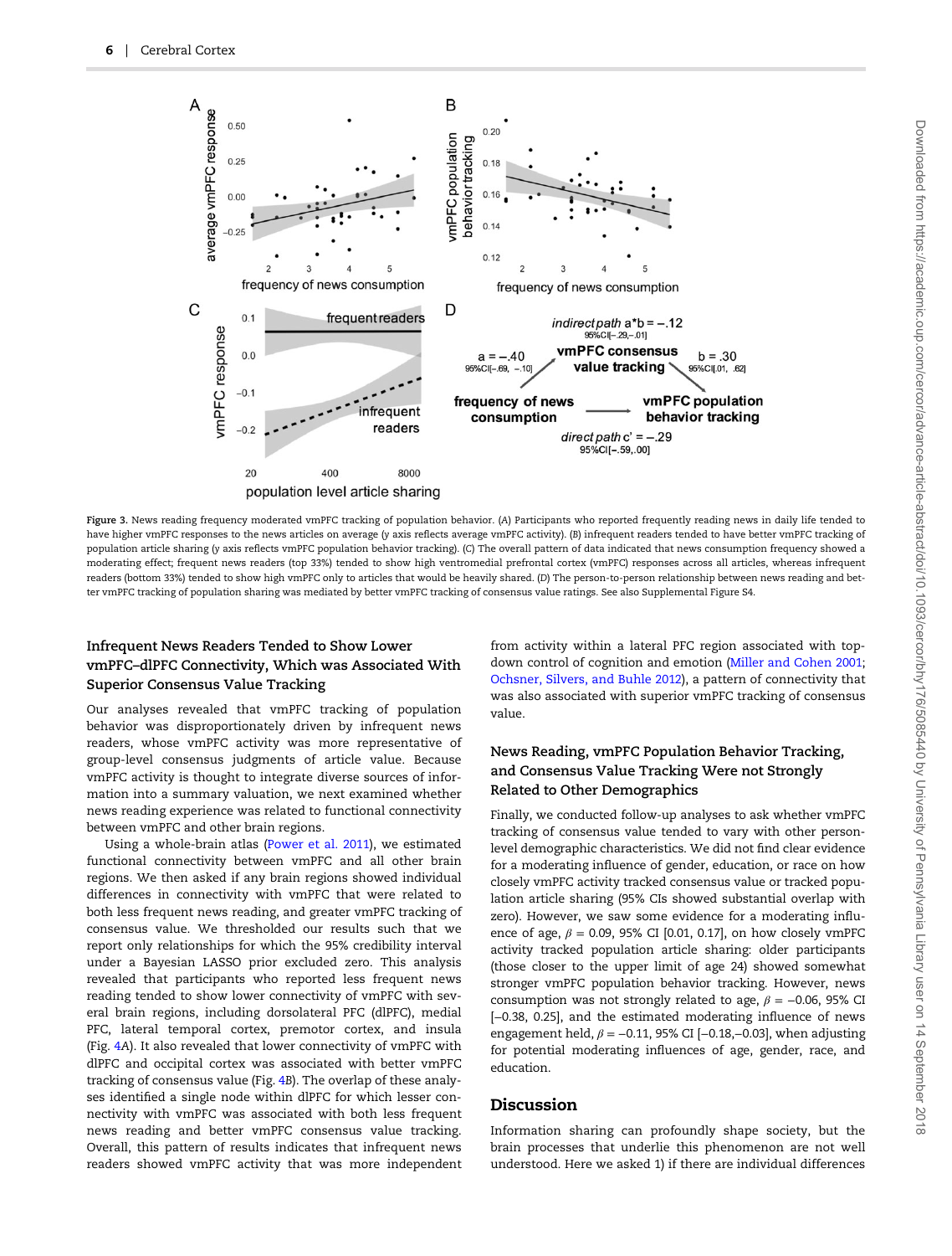Figure 3. News reading frequency moderated vmPFC tracking of population behavior. (A) Participants who reported frequently reading news in daily life tended to have higher vmPFC responses to the news articles on average (y axis reflects average vmPFC activity). (B) infrequent readers tended to have better vmPFC tracking of population article sharing (y axis reflects vmPFC population behavior tracking). (C) The overall pattern of data indicated that news consumption frequency showed a moderating effect; frequent news readers (top 33%) tended to show high ventromedial prefrontal cortex (vmPFC) responses across all articles, whereas infrequent readers (bottom 33%) tended to show high vmPFC only to articles that would be heavily shared. (D) The person-to-person relationship between news reading and better vmPFC tracking of population sharing was mediated by better vmPFC tracking of consensus value ratings. See also Supplemental Figure S4.

### Infrequent News Readers Tended to Show Lower vmPFC–dlPFC Connectivity, Which was Associated With Superior Consensus Value Tracking

Our analyses revealed that vmPFC tracking of population behavior was disproportionately driven by infrequent news readers, whose vmPFC activity was more representative of group-level consensus judgments of article value. Because vmPFC activity is thought to integrate diverse sources of information into a summary valuation, we next examined whether news reading experience was related to functional connectivity between vmPFC and other brain regions.

Using a whole-brain atlas (Power et al. 2011), we estimated functional connectivity between vmPFC and all other brain regions. We then asked if any brain regions showed individual differences in connectivity with vmPFC that were related to both less frequent news reading, and greater vmPFC tracking of consensus value. We thresholded our results such that we report only relationships for which the 95% credibility interval under a Bayesian LASSO prior excluded zero. This analysis revealed that participants who reported less frequent news reading tended to show lower connectivity of vmPFC with several brain regions, including dorsolateral PFC (dlPFC), medial PFC, lateral temporal cortex, premotor cortex, and insula (Fig. 4A). It also revealed that lower connectivity of vmPFC with dlPFC and occipital cortex was associated with better vmPFC tracking of consensus value (Fig. 4B). The overlap of these analyses identified a single node within dlPFC for which lesser connectivity with vmPFC was associated with both less frequent news reading and better vmPFC consensus value tracking. Overall, this pattern of results indicates that infrequent news readers showed vmPFC activity that was more independent from activity within a lateral PFC region associated with top-down control of cognition and emotion (Miller and Cohen 2001; Ochsner, Silvers, and Buhle 2012), a pattern of connectivity that was also associated with superior vmPFC tracking of consensus value.

### News Reading, vmPFC Population Behavior Tracking, and Consensus Value Tracking Were not Strongly Related to Other Demographics

Finally, we conducted follow-up analyses to ask whether vmPFC tracking of consensus value tended to vary with other person-level demographic characteristics. We did not find clear evidence for a moderating influence of gender, education, or race on how closely vmPFC activity tracked consensus value or tracked population article sharing (95% CIs showed substantial overlap with zero). However, we saw some evidence for a moderating influence of age, $\beta = 0.09$, 95% CI [0.01, 0.17], on how closely vmPFC activity tracked population article sharing: older participants (those closer to the upper limit of age 24) showed somewhat stronger vmPFC population behavior tracking. However, news consumption was not strongly related to age, $\beta = -0.06$, 95% CI [−0.38, 0.25], and the estimated moderating influence of news engagement held, $\beta = -0.11$, 95% CI [−0.18,−0.03], when adjusting for potential moderating influences of age, gender, race, and education.

## Discussion

Information sharing can profoundly shape society, but the brain processes that underlie this phenomenon are not well understood. Here we asked 1) if there are individual differences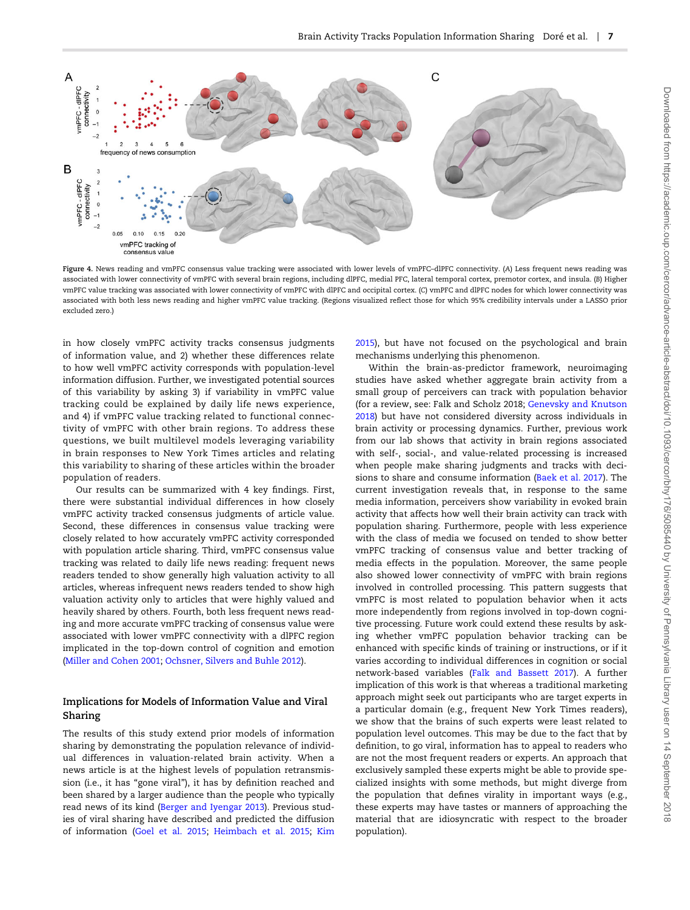Figure 4. News reading and vmPFC consensus value tracking were associated with lower levels of vmPFC–dlPFC connectivity. (A) Less frequent news reading was associated with lower connectivity of vmPFC with several brain regions, including dlPFC, medial PFC, lateral temporal cortex, premotor cortex, and insula. (B) Higher vmPFC value tracking was associated with lower connectivity of vmPFC with dlPFC and occipital cortex. (C) vmPFC and dlPFC nodes for which lower connectivity was associated with both less news reading and higher vmPFC value tracking. (Regions visualized reflect those for which 95% credibility intervals under a LASSO prior excluded zero.)

in how closely vmPFC activity tracks consensus judgments of information value, and 2) whether these differences relate to how well vmPFC activity corresponds with population-level information diffusion. Further, we investigated potential sources of this variability by asking 3) if variability in vmPFC value tracking could be explained by daily life news experience, and 4) if vmPFC value tracking related to functional connectivity of vmPFC with other brain regions. To address these questions, we built multilevel models leveraging variability in brain responses to New York Times articles and relating this variability to sharing of these articles within the broader population of readers.

Our results can be summarized with 4 key findings. First, there were substantial individual differences in how closely vmPFC activity tracked consensus judgments of article value. Second, these differences in consensus value tracking were closely related to how accurately vmPFC activity corresponded with population article sharing. Third, vmPFC consensus value tracking was related to daily life news reading: frequent news readers tended to show generally high valuation activity to all articles, whereas infrequent news readers tended to show high valuation activity only to articles that were highly valued and heavily shared by others. Fourth, both less frequent news reading and more accurate vmPFC tracking of consensus value were associated with lower vmPFC connectivity with a dlPFC region implicated in the top-down control of cognition and emotion (Miller and Cohen 2001; Ochsner, Silvers and Buhle 2012).

## Implications for Models of Information Value and Viral Sharing

The results of this study extend prior models of information sharing by demonstrating the population relevance of individual differences in valuation-related brain activity. When a news article is at the highest levels of population retransmission (i.e., it has "gone viral"), it has by definition reached and been shared by a larger audience than the people who typically read news of its kind (Berger and Iyengar 2013). Previous studies of viral sharing have described and predicted the diffusion of information (Goel et al. 2015; Heimbach et al. 2015; Kim 2015), but have not focused on the psychological and brain mechanisms underlying this phenomenon.

Within the brain-as-predictor framework, neuroimaging studies have asked whether aggregate brain activity from a small group of perceivers can track with population behavior (for a review, see: Falk and Scholz 2018; Genevsky and Knutson 2018) but have not considered diversity across individuals in brain activity or processing dynamics. Further, previous work from our lab shows that activity in brain regions associated with self-, social-, and value-related processing is increased when people make sharing judgments and tracks with decisions to share and consume information (Baek et al. 2017). The current investigation reveals that, in response to the same media information, perceivers show variability in evoked brain activity that affects how well their brain activity can track with population sharing. Furthermore, people with less experience with the class of media we focused on tended to show better vmPFC tracking of consensus value and better tracking of media effects in the population. Moreover, the same people also showed lower connectivity of vmPFC with brain regions involved in controlled processing. This pattern suggests that vmPFC is most related to population behavior when it acts more independently from regions involved in top-down cognitive processing. Future work could extend these results by asking whether vmPFC population behavior tracking can be enhanced with specific kinds of training or instructions, or if it varies according to individual differences in cognition or social network-based variables (Falk and Bassett 2017). A further implication of this work is that whereas a traditional marketing approach might seek out participants who are target experts in a particular domain (e.g., frequent New York Times readers), we show that the brains of such experts were least related to population level outcomes. This may be due to the fact that by definition, to go viral, information has to appeal to readers who are not the most frequent readers or experts. An approach that exclusively sampled these experts might be able to provide specialized insights with some methods, but might diverge from the population that defines virality in important ways (e.g., these experts may have tastes or manners of approaching the material that are idiosyncratic with respect to the broader population).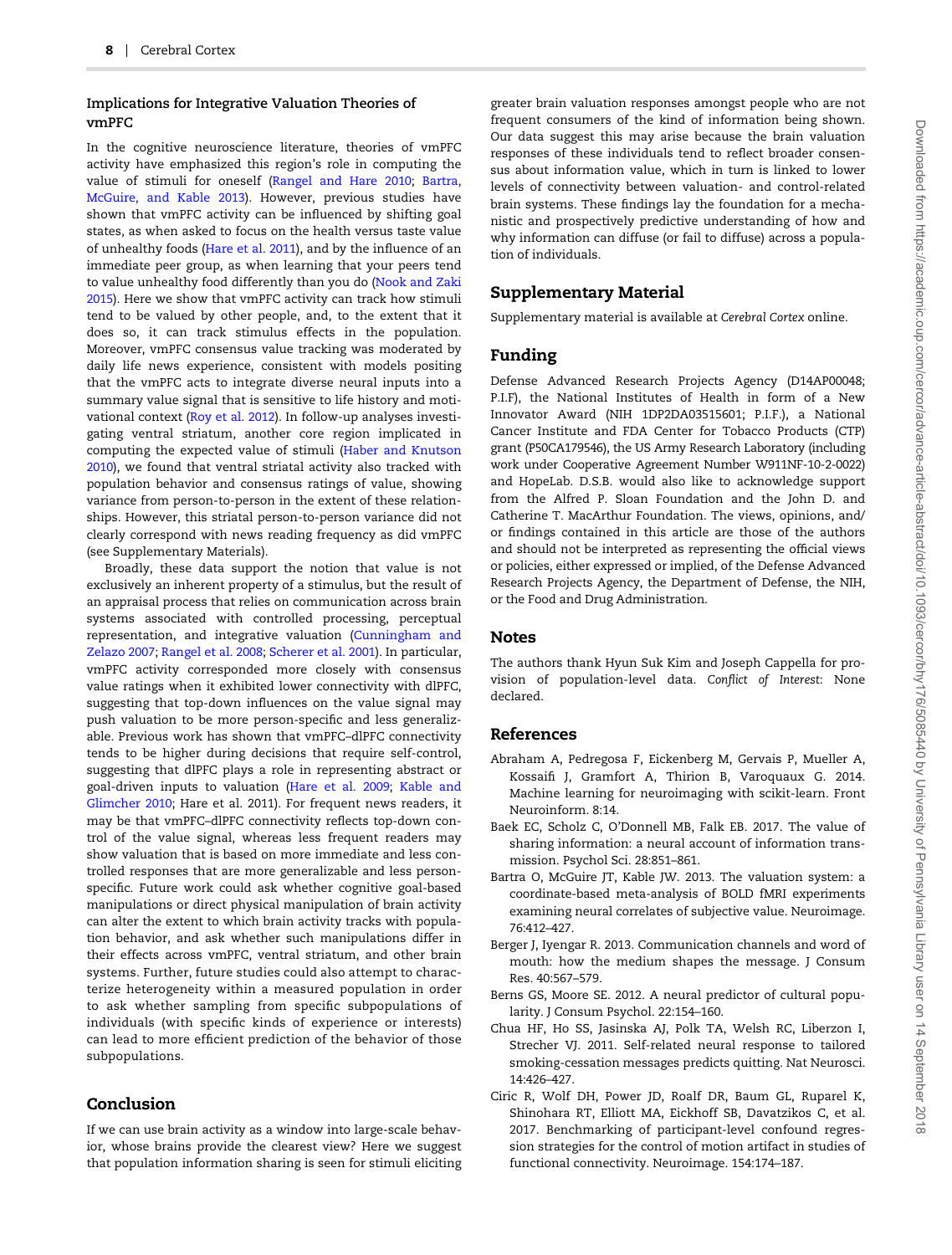### Implications for Integrative Valuation Theories of vmPFC

In the cognitive neuroscience literature, theories of vmPFC activity have emphasized this region's role in computing the value of stimuli for oneself (Rangel and Hare 2010; Bartra, McGuire, and Kable 2013). However, previous studies have shown that vmPFC activity can be influenced by shifting goal states, as when asked to focus on the health versus taste value of unhealthy foods (Hare et al. 2011), and by the influence of an immediate peer group, as when learning that your peers tend to value unhealthy food differently than you do (Nook and Zaki 2015). Here we show that vmPFC activity can track how stimuli tend to be valued by other people, and, to the extent that it does so, it can track stimulus effects in the population. Moreover, vmPFC consensus value tracking was moderated by daily life news experience, consistent with models positing that the vmPFC acts to integrate diverse neural inputs into a summary value signal that is sensitive to life history and motivational context (Roy et al. 2012). In follow-up analyses investigating ventral striatum, another core region implicated in computing the expected value of stimuli (Haber and Knutson 2010), we found that ventral striatal activity also tracked with population behavior and consensus ratings of value, showing variance from person-to-person in the extent of these relationships. However, this striatal person-to-person variance did not clearly correspond with news reading frequency as did vmPFC (see Supplementary Materials).

Broadly, these data support the notion that value is not exclusively an inherent property of a stimulus, but the result of an appraisal process that relies on communication across brain systems associated with controlled processing, perceptual representation, and integrative valuation (Cunningham and Zelazo 2007; Rangel et al. 2008; Scherer et al. 2001). In particular, vmPFC activity corresponded more closely with consensus value ratings when it exhibited lower connectivity with dlPFC, suggesting that top-down influences on the value signal may push valuation to be more person-specific and less generalizable. Previous work has shown that vmPFC–dlPFC connectivity tends to be higher during decisions that require self-control, suggesting that dlPFC plays a role in representing abstract or goal-driven inputs to valuation (Hare et al. 2009; Kable and Glimcher 2010; Hare et al. 2011). For frequent news readers, it may be that vmPFC–dlPFC connectivity reflects top-down control of the value signal, whereas less frequent readers may show valuation that is based on more immediate and less controlled responses that are more generalizable and less person-specific. Future work could ask whether cognitive goal-based manipulations or direct physical manipulation of brain activity can alter the extent to which brain activity tracks with population behavior, and ask whether such manipulations differ in their effects across vmPFC, ventral striatum, and other brain systems. Further, future studies could also attempt to characterize heterogeneity within a measured population in order to ask whether sampling from specific subpopulations of individuals (with specific kinds of experience or interests) can lead to more efficient prediction of the behavior of those subpopulations.

## Conclusion

If we can use brain activity as a window into large-scale behavior, whose brains provide the clearest view? Here we suggest that population information sharing is seen for stimuli eliciting greater brain valuation responses amongst people who are not frequent consumers of the kind of information being shown. Our data suggest this may arise because the brain valuation responses of these individuals tend to reflect broader consensus about information value, which in turn is linked to lower levels of connectivity between valuation- and control-related brain systems. These findings lay the foundation for a mechanistic and prospectively predictive understanding of how and why information can diffuse (or fail to diffuse) across a population of individuals.

## Supplementary Material

Supplementary material is available at *Cerebral Cortex* online.

## Funding

Defense Advanced Research Projects Agency (D14AP00048; P.I.F), the National Institutes of Health in form of a New Innovator Award (NIH 1DP2DA03515601; P.I.F.), a National Cancer Institute and FDA Center for Tobacco Products (CTP) grant (P50CA179546), the US Army Research Laboratory (including work under Cooperative Agreement Number W911NF-10-2-0022) and HopeLab. D.S.B. would also like to acknowledge support from the Alfred P. Sloan Foundation and the John D. and Catherine T. MacArthur Foundation. The views, opinions, and/or findings contained in this article are those of the authors and should not be interpreted as representing the official views or policies, either expressed or implied, of the Defense Advanced Research Projects Agency, the Department of Defense, the NIH, or the Food and Drug Administration.

## Notes

The authors thank Hyun Suk Kim and Joseph Cappella for provision of population-level data. *Conflict of Interest*: None declared.

## References

Abraham A, Pedregosa F, Eickenberg M, Gervais P, Mueller A, Kossaifi J, Gramfort A, Thirion B, Varoquaux G. 2014. Machine learning for neuroimaging with scikit-learn. Front Neuroinform. 8:14.

Baek EC, Scholz C, O'Donnell MB, Falk EB. 2017. The value of sharing information: a neural account of information transmission. Psychol Sci. 28:851–861.

Bartra O, McGuire JT, Kable JW. 2013. The valuation system: a coordinate-based meta-analysis of BOLD fMRI experiments examining neural correlates of subjective value. Neuroimage. 76:412–427.

Berger J, Iyengar R. 2013. Communication channels and word of mouth: how the medium shapes the message. J Consum Res. 40:567–579.

Berns GS, Moore SE. 2012. A neural predictor of cultural popularity. J Consum Psychol. 22:154–160.

Chua HF, Ho SS, Jasinska AJ, Polk TA, Welsh RC, Liberzon I, Strecher VJ. 2011. Self-related neural response to tailored smoking-cessation messages predicts quitting. Nat Neurosci. 14:426–427.

Ciric R, Wolf DH, Power JD, Roalf DR, Baum GL, Ruparel K, Shinohara RT, Elliott MA, Eickhoff SB, Davatzikos C, et al. 2017. Benchmarking of participant-level confound regression strategies for the control of motion artifact in studies of functional connectivity. Neuroimage. 154:174–187.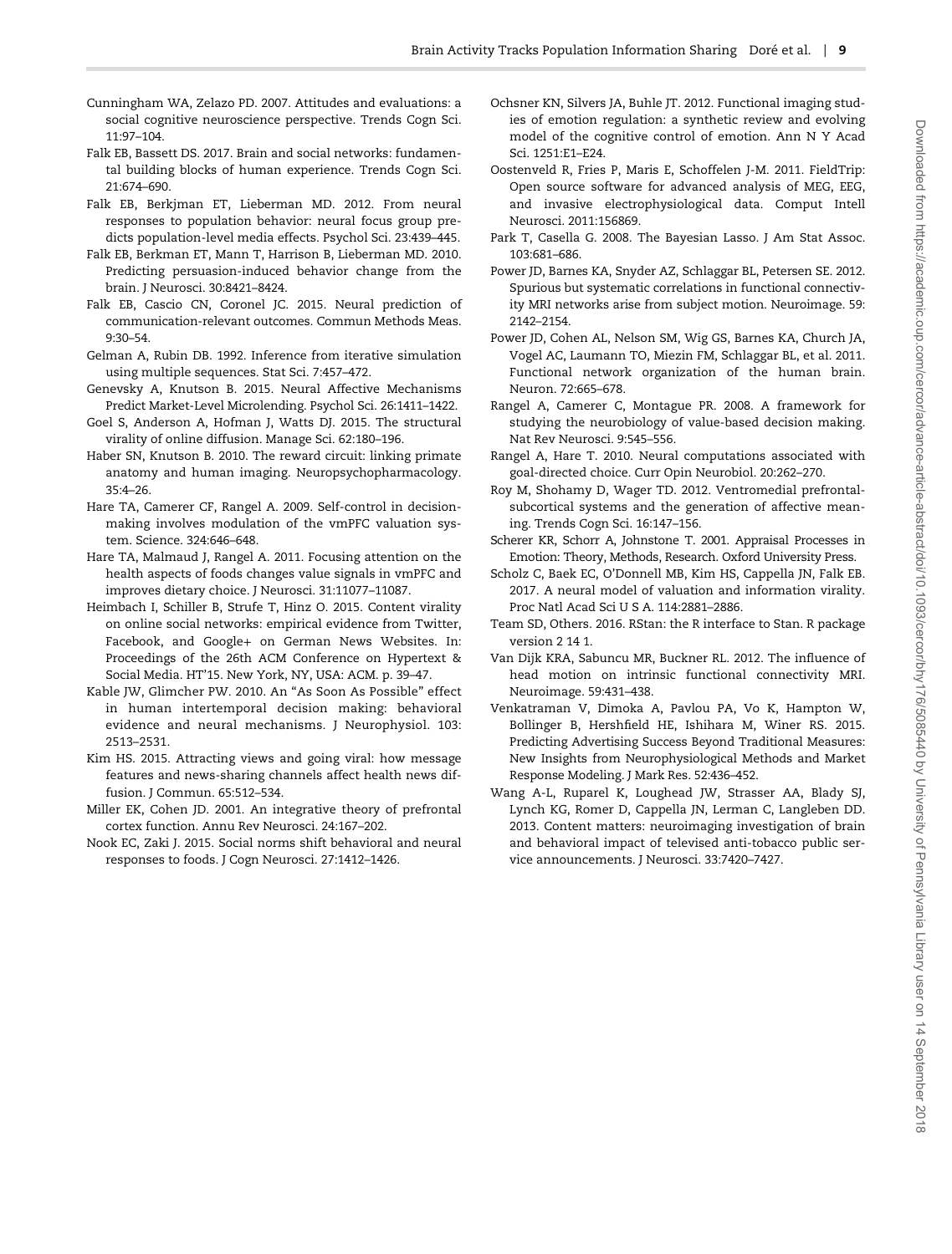Cunningham WA, Zelazo PD. 2007. Attitudes and evaluations: a social cognitive neuroscience perspective. Trends Cogn Sci. 11:97–104.

Falk EB, Bassett DS. 2017. Brain and social networks: fundamental building blocks of human experience. Trends Cogn Sci. 21:674–690.

Falk EB, Berkjman ET, Lieberman MD. 2012. From neural responses to population behavior: neural focus group predicts population-level media effects. Psychol Sci. 23:439–445.

Falk EB, Berkman ET, Mann T, Harrison B, Lieberman MD. 2010. Predicting persuasion-induced behavior change from the brain. J Neurosci. 30:8421–8424.

Falk EB, Cascio CN, Coronel JC. 2015. Neural prediction of communication-relevant outcomes. Commun Methods Meas. 9:30–54.

Gelman A, Rubin DB. 1992. Inference from iterative simulation using multiple sequences. Stat Sci. 7:457–472.

Genevsky A, Knutson B. 2015. Neural Affective Mechanisms Predict Market-Level Microlending. Psychol Sci. 26:1411–1422.

Goel S, Anderson A, Hofman J, Watts DJ. 2015. The structural virality of online diffusion. Manage Sci. 62:180–196.

Haber SN, Knutson B. 2010. The reward circuit: linking primate anatomy and human imaging. Neuropsychopharmacology. 35:4–26.

Hare TA, Camerer CF, Rangel A. 2009. Self-control in decision-making involves modulation of the vmPFC valuation system. Science. 324:646–648.

Hare TA, Malmaud J, Rangel A. 2011. Focusing attention on the health aspects of foods changes value signals in vmPFC and improves dietary choice. J Neurosci. 31:11077–11087.

Heimbach I, Schiller B, Strufe T, Hinz O. 2015. Content virality on online social networks: empirical evidence from Twitter, Facebook, and Google+ on German News Websites. In: Proceedings of the 26th ACM Conference on Hypertext & Social Media. HT'15. New York, NY, USA: ACM. p. 39–47.

Kable JW, Glimcher PW. 2010. An "As Soon As Possible" effect in human intertemporal decision making: behavioral evidence and neural mechanisms. J Neurophysiol. 103: 2513–2531.

Kim HS. 2015. Attracting views and going viral: how message features and news-sharing channels affect health news diffusion. J Commun. 65:512–534.

Miller EK, Cohen JD. 2001. An integrative theory of prefrontal cortex function. Annu Rev Neurosci. 24:167–202.

Nook EC, Zaki J. 2015. Social norms shift behavioral and neural responses to foods. J Cogn Neurosci. 27:1412–1426.

Ochsner KN, Silvers JA, Buhle JT. 2012. Functional imaging studies of emotion regulation: a synthetic review and evolving model of the cognitive control of emotion. Ann N Y Acad Sci. 1251:E1–E24.

Oostenveld R, Fries P, Maris E, Schoffelen J-M. 2011. FieldTrip: Open source software for advanced analysis of MEG, EEG, and invasive electrophysiological data. Comput Intell Neurosci. 2011:156869.

Park T, Casella G. 2008. The Bayesian Lasso. J Am Stat Assoc. 103:681–686.

Power JD, Barnes KA, Snyder AZ, Schlaggar BL, Petersen SE. 2012. Spurious but systematic correlations in functional connectivity MRI networks arise from subject motion. Neuroimage. 59: 2142–2154.

Power JD, Cohen AL, Nelson SM, Wig GS, Barnes KA, Church JA, Vogel AC, Laumann TO, Miezin FM, Schlaggar BL, et al. 2011. Functional network organization of the human brain. Neuron. 72:665–678.

Rangel A, Camerer C, Montague PR. 2008. A framework for studying the neurobiology of value-based decision making. Nat Rev Neurosci. 9:545–556.

Rangel A, Hare T. 2010. Neural computations associated with goal-directed choice. Curr Opin Neurobiol. 20:262–270.

Roy M, Shohamy D, Wager TD. 2012. Ventromedial prefrontal-subcortical systems and the generation of affective meaning. Trends Cogn Sci. 16:147–156.

Scherer KR, Schorr A, Johnstone T. 2001. Appraisal Processes in Emotion: Theory, Methods, Research. Oxford University Press.

Scholz C, Baek EC, O'Donnell MB, Kim HS, Cappella JN, Falk EB. 2017. A neural model of valuation and information virality. Proc Natl Acad Sci U S A. 114:2881–2886.

Team SD, Others. 2016. RStan: the R interface to Stan. R package version 2 14 1.

Van Dijk KRA, Sabuncu MR, Buckner RL. 2012. The influence of head motion on intrinsic functional connectivity MRI. Neuroimage. 59:431–438.

Venkatraman V, Dimoka A, Pavlou PA, Vo K, Hampton W, Bollinger B, Hershfield HE, Ishihara M, Winer RS. 2015. Predicting Advertising Success Beyond Traditional Measures: New Insights from Neurophysiological Methods and Market Response Modeling. J Mark Res. 52:436–452.

Wang A-L, Ruparel K, Loughead JW, Strasser AA, Blady SJ, Lynch KG, Romer D, Cappella JN, Lerman C, Langleben DD. 2013. Content matters: neuroimaging investigation of brain and behavioral impact of televised anti-tobacco public service announcements. J Neurosci. 33:7420–7427.